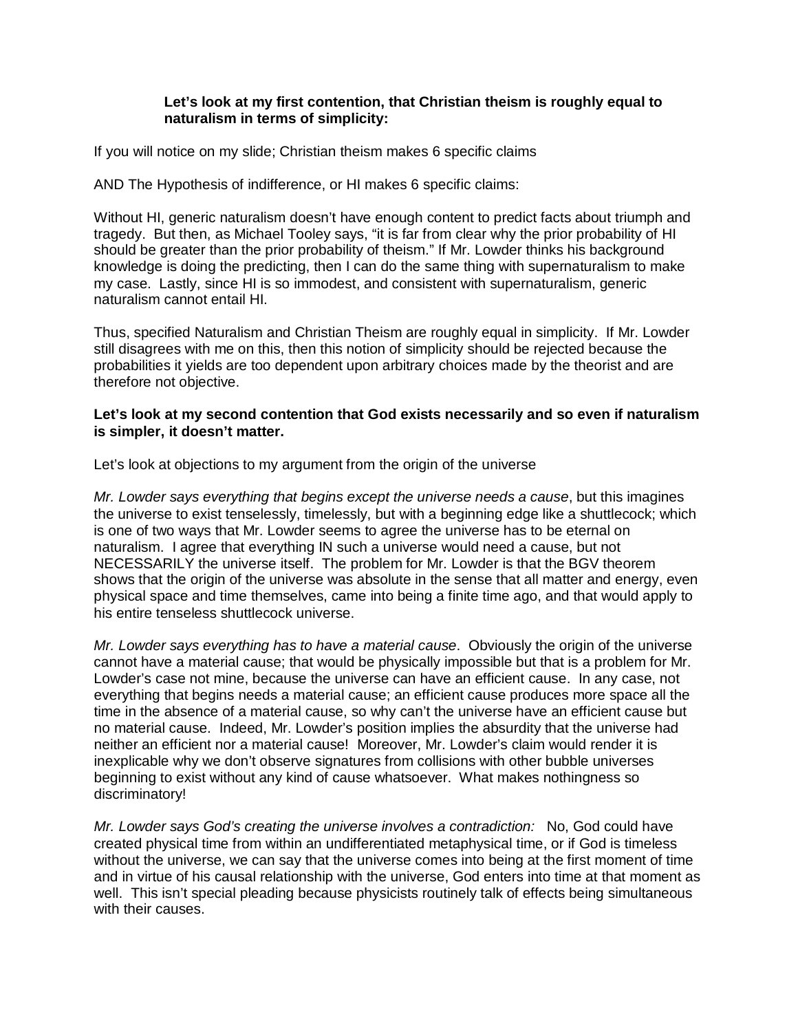**Let's look at my first contention, that Christian theism is roughly equal to naturalism in terms of simplicity:**

If you will notice on my slide; Christian theism makes 6 specific claims

AND The Hypothesis of indifference, or HI makes 6 specific claims:

Without HI, generic naturalism doesn't have enough content to predict facts about triumph and tragedy. But then, as Michael Tooley says, "it is far from clear why the prior probability of HI should be greater than the prior probability of theism." If Mr. Lowder thinks his background knowledge is doing the predicting, then I can do the same thing with supernaturalism to make my case. Lastly, since HI is so immodest, and consistent with supernaturalism, generic naturalism cannot entail HI.

Thus, specified Naturalism and Christian Theism are roughly equal in simplicity. If Mr. Lowder still disagrees with me on this, then this notion of simplicity should be rejected because the probabilities it yields are too dependent upon arbitrary choices made by the theorist and are therefore not objective.

**Let's look at my second contention that God exists necessarily and so even if naturalism is simpler, it doesn't matter.**

Let's look at objections to my argument from the origin of the universe

*Mr. Lowder says everything that begins except the universe needs a cause*, but this imagines the universe to exist tenselessly, timelessly, but with a beginning edge like a shuttlecock; which is one of two ways that Mr. Lowder seems to agree the universe has to be eternal on naturalism. I agree that everything IN such a universe would need a cause, but not NECESSARILY the universe itself. The problem for Mr. Lowder is that the BGV theorem shows that the origin of the universe was absolute in the sense that all matter and energy, even physical space and time themselves, came into being a finite time ago, and that would apply to his entire tenseless shuttlecock universe.

*Mr. Lowder says everything has to have a material cause*. Obviously the origin of the universe cannot have a material cause; that would be physically impossible but that is a problem for Mr. Lowder's case not mine, because the universe can have an efficient cause. In any case, not everything that begins needs a material cause; an efficient cause produces more space all the time in the absence of a material cause, so why can't the universe have an efficient cause but no material cause. Indeed, Mr. Lowder's position implies the absurdity that the universe had neither an efficient nor a material cause! Moreover, Mr. Lowder's claim would render it is inexplicable why we don't observe signatures from collisions with other bubble universes beginning to exist without any kind of cause whatsoever. What makes nothingness so discriminatory!

*Mr. Lowder says God's creating the universe involves a contradiction:* No, God could have created physical time from within an undifferentiated metaphysical time, or if God is timeless without the universe, we can say that the universe comes into being at the first moment of time and in virtue of his causal relationship with the universe, God enters into time at that moment as well. This isn't special pleading because physicists routinely talk of effects being simultaneous with their causes.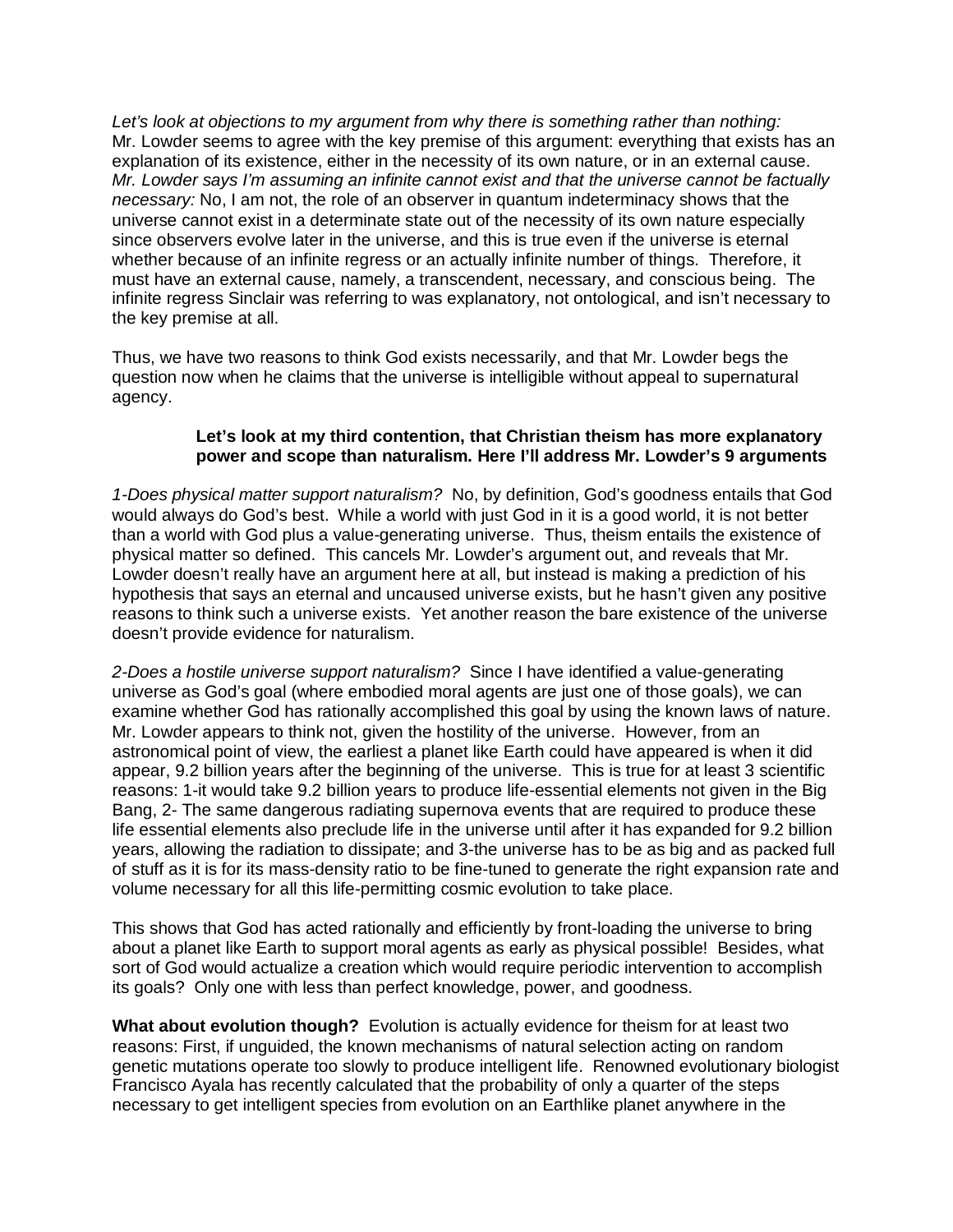*Let's look at objections to my argument from why there is something rather than nothing:* Mr. Lowder seems to agree with the key premise of this argument: everything that exists has an explanation of its existence, either in the necessity of its own nature, or in an external cause. *Mr. Lowder says I'm assuming an infinite cannot exist and that the universe cannot be factually necessary:* No, I am not, the role of an observer in quantum indeterminacy shows that the universe cannot exist in a determinate state out of the necessity of its own nature especially since observers evolve later in the universe, and this is true even if the universe is eternal whether because of an infinite regress or an actually infinite number of things. Therefore, it must have an external cause, namely, a transcendent, necessary, and conscious being. The infinite regress Sinclair was referring to was explanatory, not ontological, and isn't necessary to the key premise at all.

Thus, we have two reasons to think God exists necessarily, and that Mr. Lowder begs the question now when he claims that the universe is intelligible without appeal to supernatural agency.

**Let's look at my third contention, that Christian theism has more explanatory power and scope than naturalism. Here I'll address Mr. Lowder's 9 arguments**

*1-Does physical matter support naturalism?* No, by definition, God's goodness entails that God would always do God's best. While a world with just God in it is a good world, it is not better than a world with God plus a value-generating universe. Thus, theism entails the existence of physical matter so defined. This cancels Mr. Lowder's argument out, and reveals that Mr. Lowder doesn't really have an argument here at all, but instead is making a prediction of his hypothesis that says an eternal and uncaused universe exists, but he hasn't given any positive reasons to think such a universe exists. Yet another reason the bare existence of the universe doesn't provide evidence for naturalism.

*2-Does a hostile universe support naturalism?* Since I have identified a value-generating universe as God's goal (where embodied moral agents are just one of those goals), we can examine whether God has rationally accomplished this goal by using the known laws of nature. Mr. Lowder appears to think not, given the hostility of the universe. However, from an astronomical point of view, the earliest a planet like Earth could have appeared is when it did appear, 9.2 billion years after the beginning of the universe. This is true for at least 3 scientific reasons: 1-it would take 9.2 billion years to produce life-essential elements not given in the Big Bang, 2- The same dangerous radiating supernova events that are required to produce these life essential elements also preclude life in the universe until after it has expanded for 9.2 billion years, allowing the radiation to dissipate; and 3-the universe has to be as big and as packed full of stuff as it is for its mass-density ratio to be fine-tuned to generate the right expansion rate and volume necessary for all this life-permitting cosmic evolution to take place.

This shows that God has acted rationally and efficiently by front-loading the universe to bring about a planet like Earth to support moral agents as early as physical possible! Besides, what sort of God would actualize a creation which would require periodic intervention to accomplish its goals? Only one with less than perfect knowledge, power, and goodness.

**What about evolution though?** Evolution is actually evidence for theism for at least two reasons: First, if unguided, the known mechanisms of natural selection acting on random genetic mutations operate too slowly to produce intelligent life. Renowned evolutionary biologist Francisco Ayala has recently calculated that the probability of only a quarter of the steps necessary to get intelligent species from evolution on an Earthlike planet anywhere in the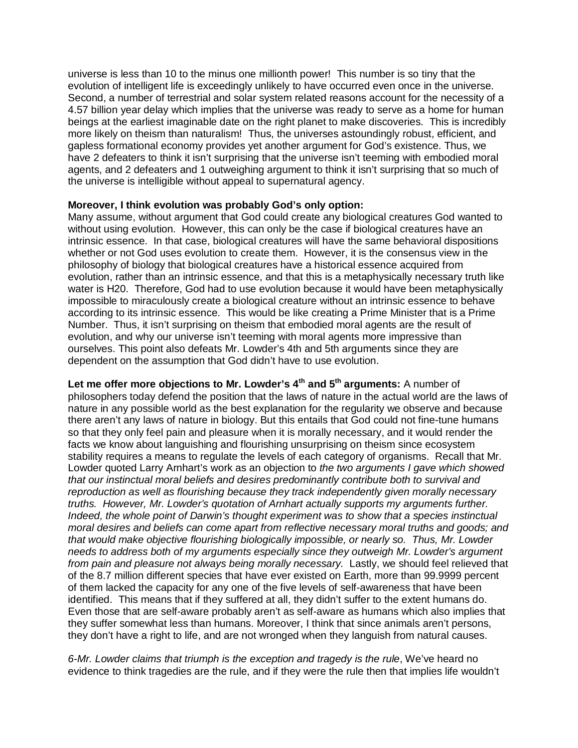universe is less than 10 to the minus one millionth power! This number is so tiny that the evolution of intelligent life is exceedingly unlikely to have occurred even once in the universe. Second, a number of terrestrial and solar system related reasons account for the necessity of a 4.57 billion year delay which implies that the universe was ready to serve as a home for human beings at the earliest imaginable date on the right planet to make discoveries. This is incredibly more likely on theism than naturalism! Thus, the universes astoundingly robust, efficient, and gapless formational economy provides yet another argument for God's existence. Thus, we have 2 defeaters to think it isn't surprising that the universe isn't teeming with embodied moral agents, and 2 defeaters and 1 outweighing argument to think it isn't surprising that so much of the universe is intelligible without appeal to supernatural agency.

**Moreover, I think evolution was probably God's only option:**
Many assume, without argument that God could create any biological creatures God wanted to without using evolution. However, this can only be the case if biological creatures have an intrinsic essence. In that case, biological creatures will have the same behavioral dispositions whether or not God uses evolution to create them. However, it is the consensus view in the philosophy of biology that biological creatures have a historical essence acquired from evolution, rather than an intrinsic essence, and that this is a metaphysically necessary truth like water is H20. Therefore, God had to use evolution because it would have been metaphysically impossible to miraculously create a biological creature without an intrinsic essence to behave according to its intrinsic essence. This would be like creating a Prime Minister that is a Prime Number. Thus, it isn't surprising on theism that embodied moral agents are the result of evolution, and why our universe isn't teeming with moral agents more impressive than ourselves. This point also defeats Mr. Lowder's 4th and 5th arguments since they are dependent on the assumption that God didn't have to use evolution.

**Let me offer more objections to Mr. Lowder's 4th and 5th arguments:** A number of philosophers today defend the position that the laws of nature in the actual world are the laws of nature in any possible world as the best explanation for the regularity we observe and because there aren't any laws of nature in biology. But this entails that God could not fine-tune humans so that they only feel pain and pleasure when it is morally necessary, and it would render the facts we know about languishing and flourishing unsurprising on theism since ecosystem stability requires a means to regulate the levels of each category of organisms. Recall that Mr. Lowder quoted Larry Arnhart's work as an objection to *the two arguments I gave which showed that our instinctual moral beliefs and desires predominantly contribute both to survival and reproduction as well as flourishing because they track independently given morally necessary truths. However, Mr. Lowder's quotation of Arnhart actually supports my arguments further. Indeed, the whole point of Darwin's thought experiment was to show that a species instinctual moral desires and beliefs can come apart from reflective necessary moral truths and goods; and that would make objective flourishing biologically impossible, or nearly so. Thus, Mr. Lowder needs to address both of my arguments especially since they outweigh Mr. Lowder's argument from pain and pleasure not always being morally necessary.* Lastly, we should feel relieved that of the 8.7 million different species that have ever existed on Earth, more than 99.9999 percent of them lacked the capacity for any one of the five levels of self-awareness that have been identified. This means that if they suffered at all, they didn't suffer to the extent humans do. Even those that are self-aware probably aren't as self-aware as humans which also implies that they suffer somewhat less than humans. Moreover, I think that since animals aren't persons, they don't have a right to life, and are not wronged when they languish from natural causes.

*6-Mr. Lowder claims that triumph is the exception and tragedy is the rule*, We've heard no evidence to think tragedies are the rule, and if they were the rule then that implies life wouldn't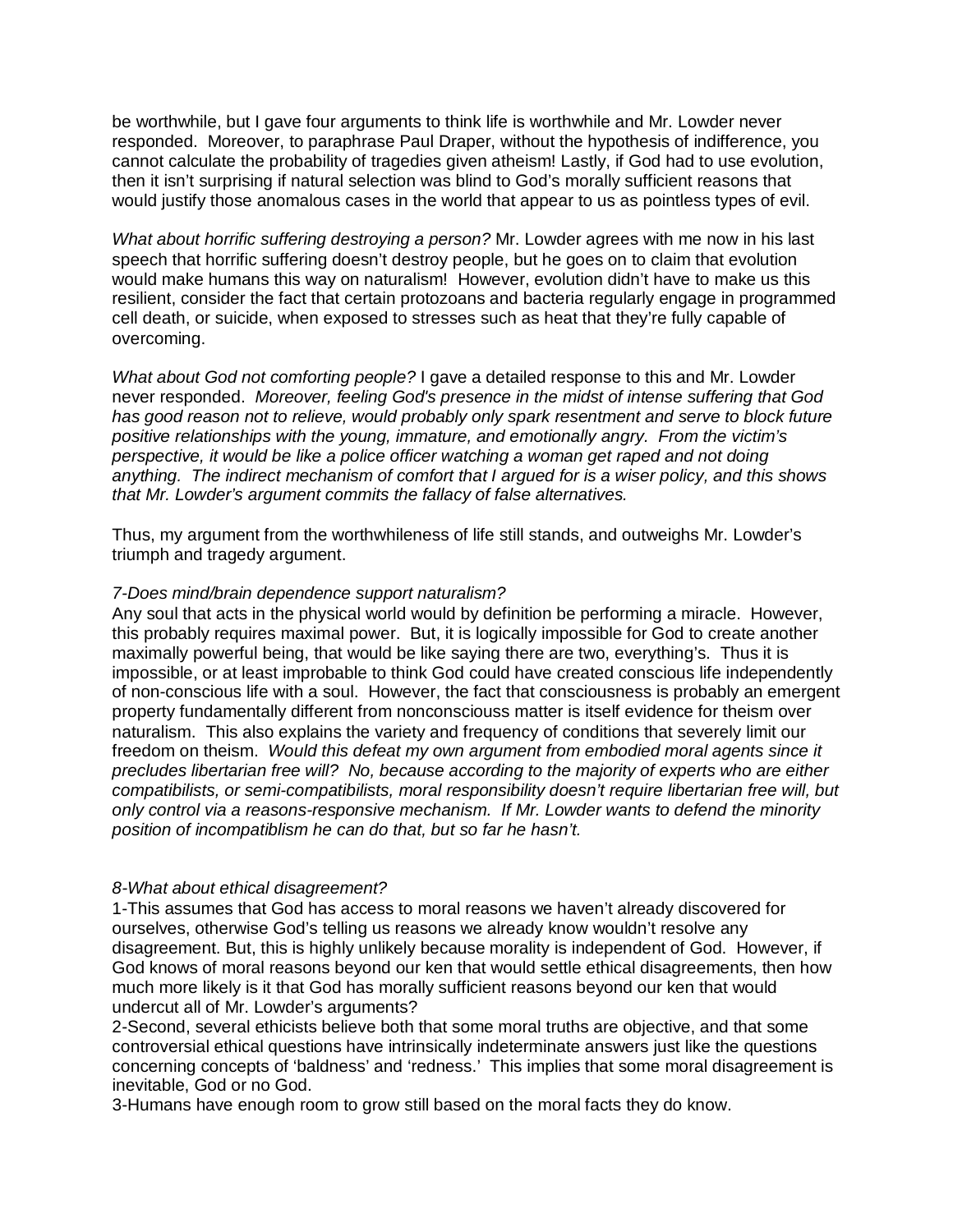be worthwhile, but I gave four arguments to think life is worthwhile and Mr. Lowder never responded. Moreover, to paraphrase Paul Draper, without the hypothesis of indifference, you cannot calculate the probability of tragedies given atheism! Lastly, if God had to use evolution, then it isn't surprising if natural selection was blind to God's morally sufficient reasons that would justify those anomalous cases in the world that appear to us as pointless types of evil.

*What about horrific suffering destroying a person?* Mr. Lowder agrees with me now in his last speech that horrific suffering doesn't destroy people, but he goes on to claim that evolution would make humans this way on naturalism! However, evolution didn't have to make us this resilient, consider the fact that certain protozoans and bacteria regularly engage in programmed cell death, or suicide, when exposed to stresses such as heat that they're fully capable of overcoming.

*What about God not comforting people?* I gave a detailed response to this and Mr. Lowder never responded. *Moreover, feeling God's presence in the midst of intense suffering that God has good reason not to relieve, would probably only spark resentment and serve to block future positive relationships with the young, immature, and emotionally angry. From the victim's perspective, it would be like a police officer watching a woman get raped and not doing anything. The indirect mechanism of comfort that I argued for is a wiser policy, and this shows that Mr. Lowder's argument commits the fallacy of false alternatives.*

Thus, my argument from the worthwhileness of life still stands, and outweighs Mr. Lowder's triumph and tragedy argument.

*7-Does mind/brain dependence support naturalism?*
Any soul that acts in the physical world would by definition be performing a miracle. However, this probably requires maximal power. But, it is logically impossible for God to create another maximally powerful being, that would be like saying there are two, everything's. Thus it is impossible, or at least improbable to think God could have created conscious life independently of non-conscious life with a soul. However, the fact that consciousness is probably an emergent property fundamentally different from nonconsciouss matter is itself evidence for theism over naturalism. This also explains the variety and frequency of conditions that severely limit our freedom on theism. *Would this defeat my own argument from embodied moral agents since it precludes libertarian free will? No, because according to the majority of experts who are either compatibilists, or semi-compatibilists, moral responsibility doesn't require libertarian free will, but only control via a reasons-responsive mechanism. If Mr. Lowder wants to defend the minority position of incompatiblism he can do that, but so far he hasn't.*

*8-What about ethical disagreement?*
1-This assumes that God has access to moral reasons we haven't already discovered for ourselves, otherwise God's telling us reasons we already know wouldn't resolve any disagreement. But, this is highly unlikely because morality is independent of God. However, if God knows of moral reasons beyond our ken that would settle ethical disagreements, then how much more likely is it that God has morally sufficient reasons beyond our ken that would undercut all of Mr. Lowder's arguments?
2-Second, several ethicists believe both that some moral truths are objective, and that some controversial ethical questions have intrinsically indeterminate answers just like the questions concerning concepts of 'baldness' and 'redness.' This implies that some moral disagreement is inevitable, God or no God.
3-Humans have enough room to grow still based on the moral facts they do know.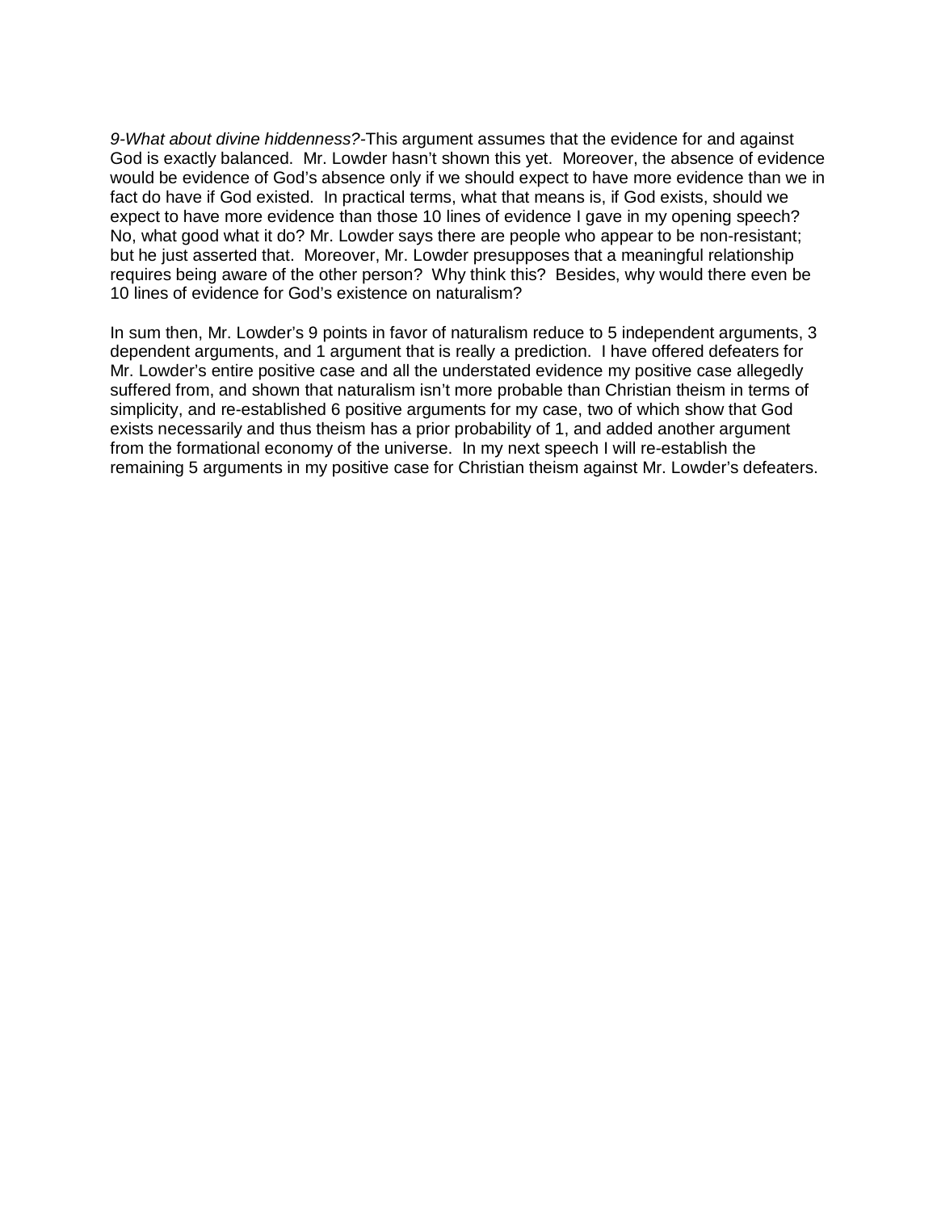*9-What about divine hiddenness?*-This argument assumes that the evidence for and against God is exactly balanced. Mr. Lowder hasn't shown this yet. Moreover, the absence of evidence would be evidence of God's absence only if we should expect to have more evidence than we in fact do have if God existed. In practical terms, what that means is, if God exists, should we expect to have more evidence than those 10 lines of evidence I gave in my opening speech? No, what good what it do? Mr. Lowder says there are people who appear to be non-resistant; but he just asserted that. Moreover, Mr. Lowder presupposes that a meaningful relationship requires being aware of the other person? Why think this? Besides, why would there even be 10 lines of evidence for God's existence on naturalism?

In sum then, Mr. Lowder's 9 points in favor of naturalism reduce to 5 independent arguments, 3 dependent arguments, and 1 argument that is really a prediction. I have offered defeaters for Mr. Lowder's entire positive case and all the understated evidence my positive case allegedly suffered from, and shown that naturalism isn't more probable than Christian theism in terms of simplicity, and re-established 6 positive arguments for my case, two of which show that God exists necessarily and thus theism has a prior probability of 1, and added another argument from the formational economy of the universe. In my next speech I will re-establish the remaining 5 arguments in my positive case for Christian theism against Mr. Lowder's defeaters.